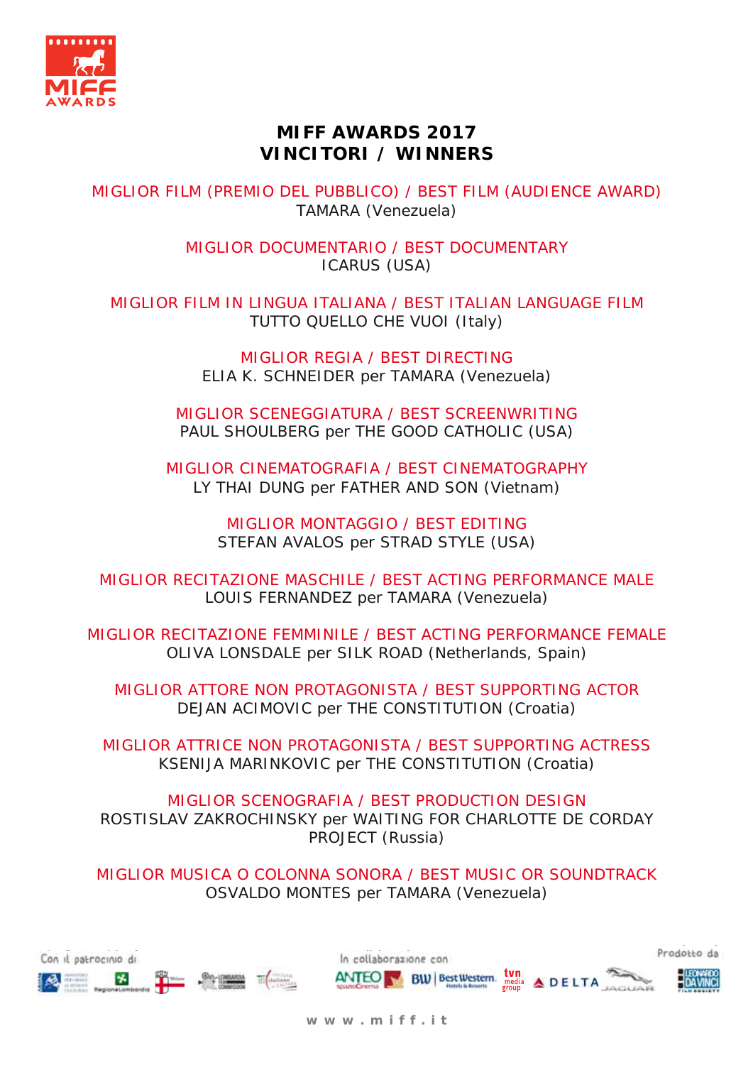# MIFF AWARDS 2017
# VINCITORI / WINNERS

**MIGLIOR FILM (PREMIO DEL PUBBLICO) / BEST FILM (AUDIENCE AWARD)**
TAMARA (Venezuela)

**MIGLIOR DOCUMENTARIO / BEST DOCUMENTARY**
ICARUS (USA)

**MIGLIOR FILM IN LINGUA ITALIANA / BEST ITALIAN LANGUAGE FILM**
TUTTO QUELLO CHE VUOI (Italy)

**MIGLIOR REGIA / BEST DIRECTING**
ELIA K. SCHNEIDER per TAMARA (Venezuela)

**MIGLIOR SCENEGGIATURA / BEST SCREENWRITING**
PAUL SHOULBERG per THE GOOD CATHOLIC (USA)

**MIGLIOR CINEMATOGRAFIA / BEST CINEMATOGRAPHY**
LY THAI DUNG per FATHER AND SON (Vietnam)

**MIGLIOR MONTAGGIO / BEST EDITING**
STEFAN AVALOS per STRAD STYLE (USA)

**MIGLIOR RECITAZIONE MASCHILE / BEST ACTING PERFORMANCE MALE**
LOUIS FERNANDEZ per TAMARA (Venezuela)

**MIGLIOR RECITAZIONE FEMMINILE / BEST ACTING PERFORMANCE FEMALE**
OLIVA LONSDALE per SILK ROAD (Netherlands, Spain)

**MIGLIOR ATTORE NON PROTAGONISTA / BEST SUPPORTING ACTOR**
DEJAN ACIMOVIC per THE CONSTITUTION (Croatia)

**MIGLIOR ATTRICE NON PROTAGONISTA / BEST SUPPORTING ACTRESS**
KSENIJA MARINKOVIC per THE CONSTITUTION (Croatia)

**MIGLIOR SCENOGRAFIA / BEST PRODUCTION DESIGN**
ROSTISLAV ZAKROCHINSKY per WAITING FOR CHARLOTTE DE CORDAY PROJECT (Russia)

**MIGLIOR MUSICA O COLONNA SONORA / BEST MUSIC OR SOUNDTRACK**
OSVALDO MONTES per TAMARA (Venezuela)

Con il patrocinio di

In collaborazione con

Prodotto da

www.miff.it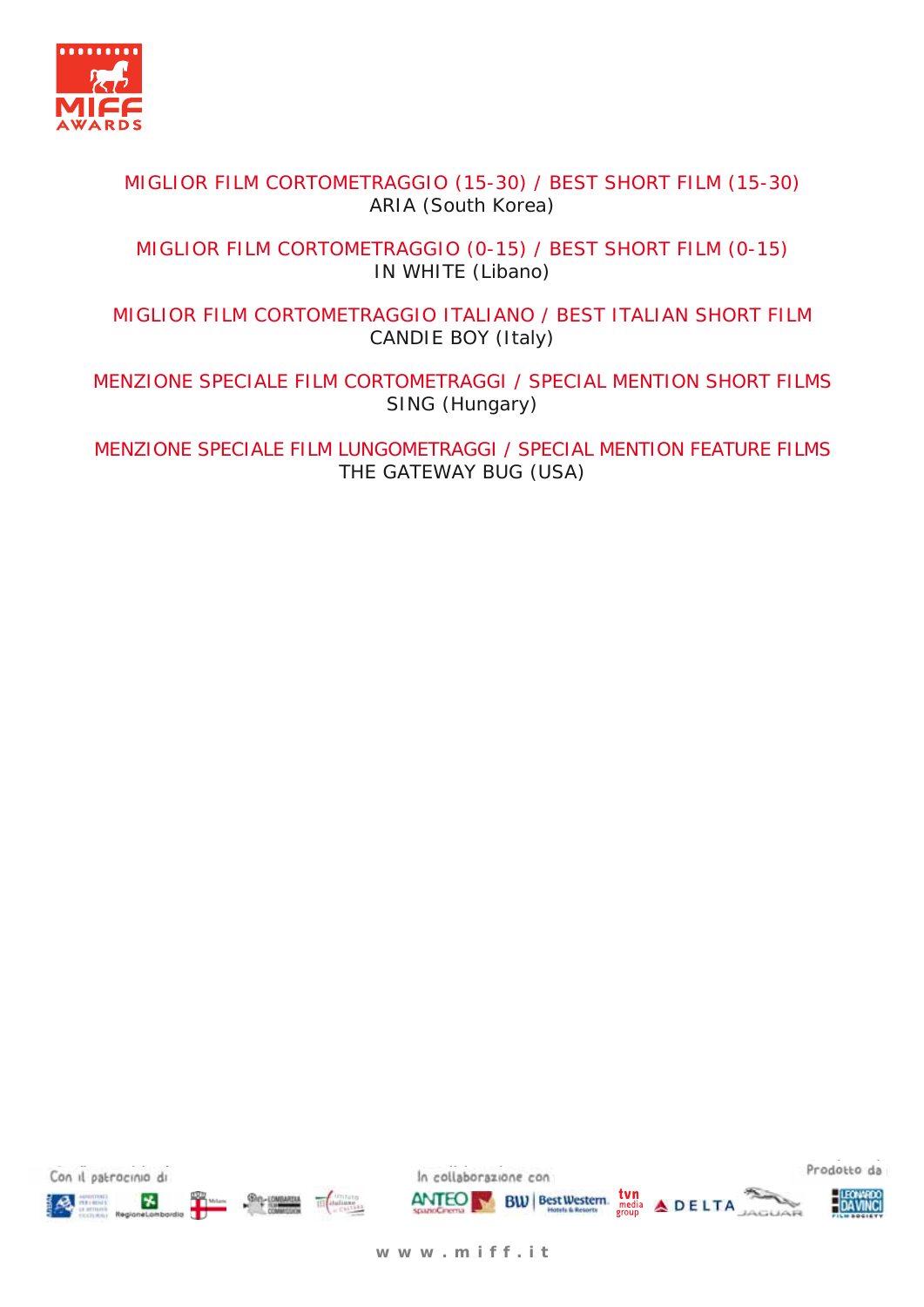MIGLIOR FILM CORTOMETRAGGIO (15-30) / BEST SHORT FILM (15-30)
ARIA (South Korea)

MIGLIOR FILM CORTOMETRAGGIO (0-15) / BEST SHORT FILM (0-15)
IN WHITE (Libano)

MIGLIOR FILM CORTOMETRAGGIO ITALIANO / BEST ITALIAN SHORT FILM
CANDIE BOY (Italy)

MENZIONE SPECIALE FILM CORTOMETRAGGI / SPECIAL MENTION SHORT FILMS
SING (Hungary)

MENZIONE SPECIALE FILM LUNGOMETRAGGI / SPECIAL MENTION FEATURE FILMS
THE GATEWAY BUG (USA)

Con il patrocinio di

In collaborazione con

Prodotto da

www.miff.it